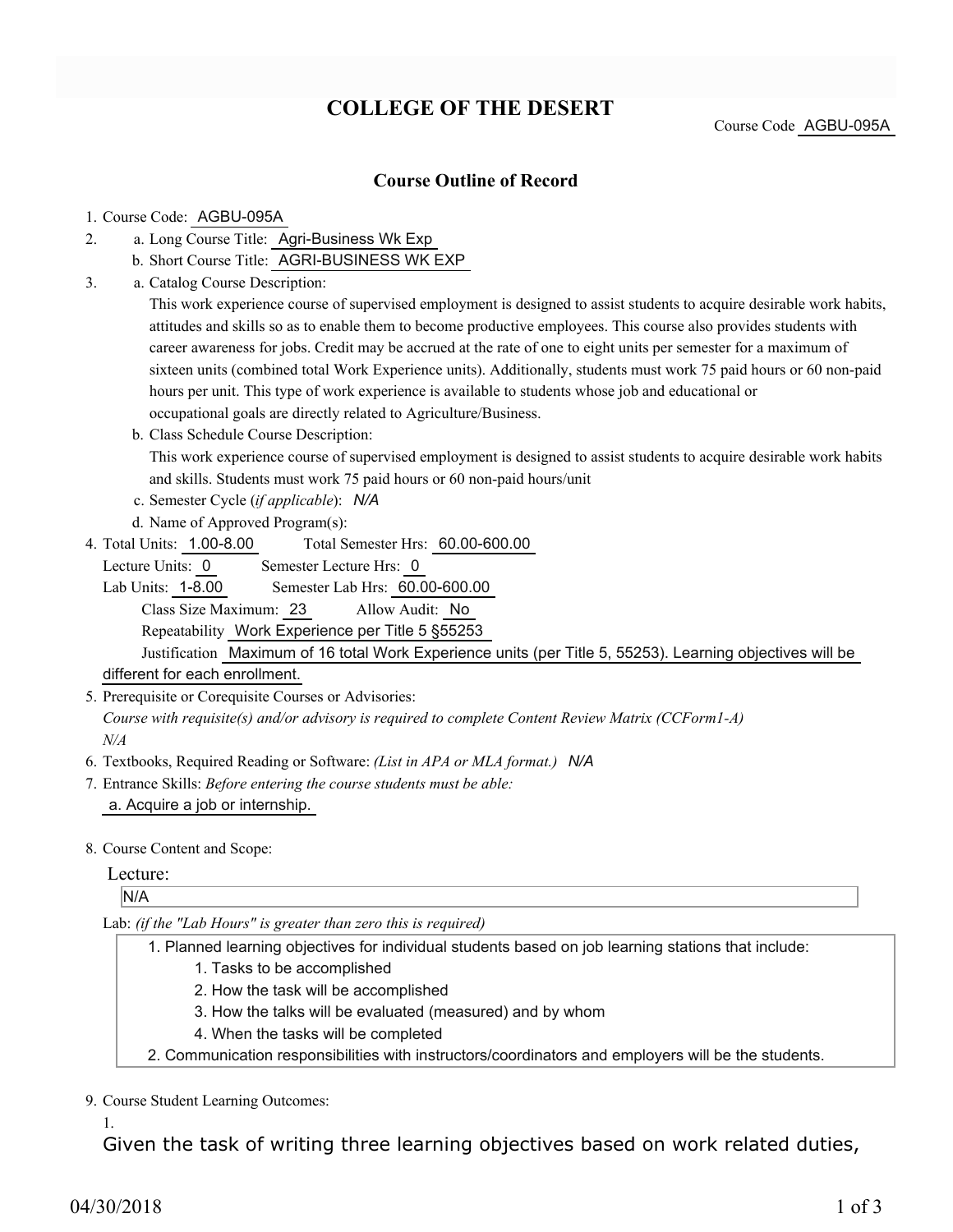# COLLEGE OF THE DESERT

Course Code AGBU-095A

## Course Outline of Record

1. Course Code: AGBU-095A
2. a. Long Course Title: Agri-Business Wk Exp
   b. Short Course Title: AGRI-BUSINESS WK EXP
3. a. Catalog Course Description:

   This work experience course of supervised employment is designed to assist students to acquire desirable work habits, attitudes and skills so as to enable them to become productive employees. This course also provides students with career awareness for jobs. Credit may be accrued at the rate of one to eight units per semester for a maximum of sixteen units (combined total Work Experience units). Additionally, students must work 75 paid hours or 60 non-paid hours per unit. This type of work experience is available to students whose job and educational or occupational goals are directly related to Agriculture/Business.

   b. Class Schedule Course Description:

   This work experience course of supervised employment is designed to assist students to acquire desirable work habits and skills. Students must work 75 paid hours or 60 non-paid hours/unit

   c. Semester Cycle (*if applicable*): *N/A*

   d. Name of Approved Program(s):

4. Total Units: 1.00-8.00 Total Semester Hrs: 60.00-600.00

   Lecture Units: 0 Semester Lecture Hrs: 0

   Lab Units: 1-8.00 Semester Lab Hrs: 60.00-600.00

   Class Size Maximum: 23 Allow Audit: No

   Repeatability Work Experience per Title 5 §55253

   Justification Maximum of 16 total Work Experience units (per Title 5, 55253). Learning objectives will be different for each enrollment.

5. Prerequisite or Corequisite Courses or Advisories:

   *Course with requisite(s) and/or advisory is required to complete Content Review Matrix (CCForm1-A)*

   *N/A*

6. Textbooks, Required Reading or Software: *(List in APA or MLA format.)* *N/A*
7. Entrance Skills: *Before entering the course students must be able:*

   a. Acquire a job or internship.

8. Course Content and Scope:

   Lecture:

   N/A

   Lab: *(if the "Lab Hours" is greater than zero this is required)*

   1. Planned learning objectives for individual students based on job learning stations that include:
      1. Tasks to be accomplished
      2. How the task will be accomplished
      3. How the talks will be evaluated (measured) and by whom
      4. When the tasks will be completed
   2. Communication responsibilities with instructors/coordinators and employers will be the students.

9. Course Student Learning Outcomes:

   1.

   Given the task of writing three learning objectives based on work related duties,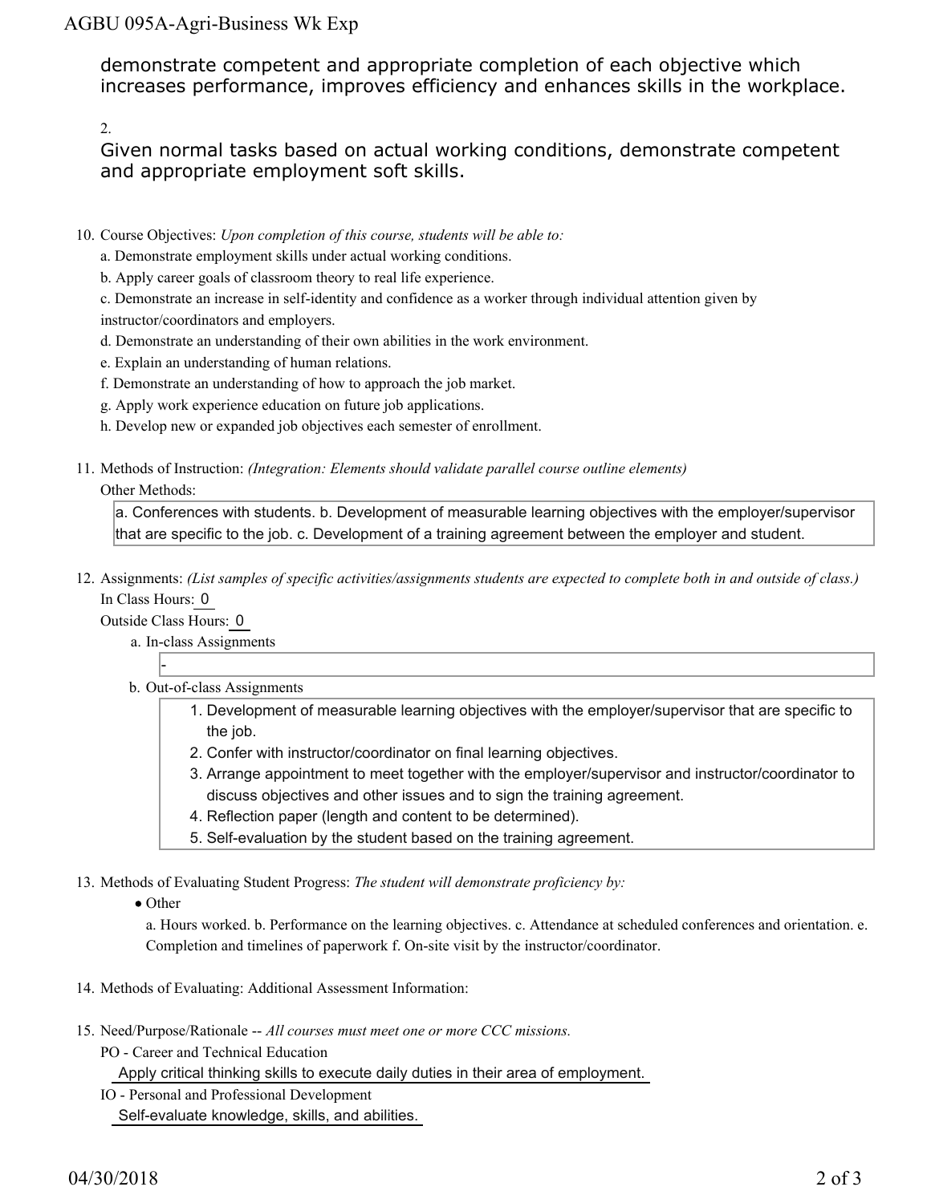demonstrate competent and appropriate completion of each objective which increases performance, improves efficiency and enhances skills in the workplace.

2.

Given normal tasks based on actual working conditions, demonstrate competent and appropriate employment soft skills.

10. Course Objectives: *Upon completion of this course, students will be able to:*
    a. Demonstrate employment skills under actual working conditions.
    b. Apply career goals of classroom theory to real life experience.
    c. Demonstrate an increase in self-identity and confidence as a worker through individual attention given by instructor/coordinators and employers.
    d. Demonstrate an understanding of their own abilities in the work environment.
    e. Explain an understanding of human relations.
    f. Demonstrate an understanding of how to approach the job market.
    g. Apply work experience education on future job applications.
    h. Develop new or expanded job objectives each semester of enrollment.

11. Methods of Instruction: *(Integration: Elements should validate parallel course outline elements)*
    Other Methods:
    a. Conferences with students. b. Development of measurable learning objectives with the employer/supervisor that are specific to the job. c. Development of a training agreement between the employer and student.

12. Assignments: *(List samples of specific activities/assignments students are expected to complete both in and outside of class.)*
    In Class Hours: 0
    Outside Class Hours: 0
    a. In-class Assignments
       -
    b. Out-of-class Assignments
       1. Development of measurable learning objectives with the employer/supervisor that are specific to the job.
       2. Confer with instructor/coordinator on final learning objectives.
       3. Arrange appointment to meet together with the employer/supervisor and instructor/coordinator to discuss objectives and other issues and to sign the training agreement.
       4. Reflection paper (length and content to be determined).
       5. Self-evaluation by the student based on the training agreement.

13. Methods of Evaluating Student Progress: *The student will demonstrate proficiency by:*
    - Other
      a. Hours worked. b. Performance on the learning objectives. c. Attendance at scheduled conferences and orientation. e. Completion and timelines of paperwork f. On-site visit by the instructor/coordinator.

14. Methods of Evaluating: Additional Assessment Information:

15. Need/Purpose/Rationale -- *All courses must meet one or more CCC missions.*
    PO - Career and Technical Education
    Apply critical thinking skills to execute daily duties in their area of employment.
    IO - Personal and Professional Development
    Self-evaluate knowledge, skills, and abilities.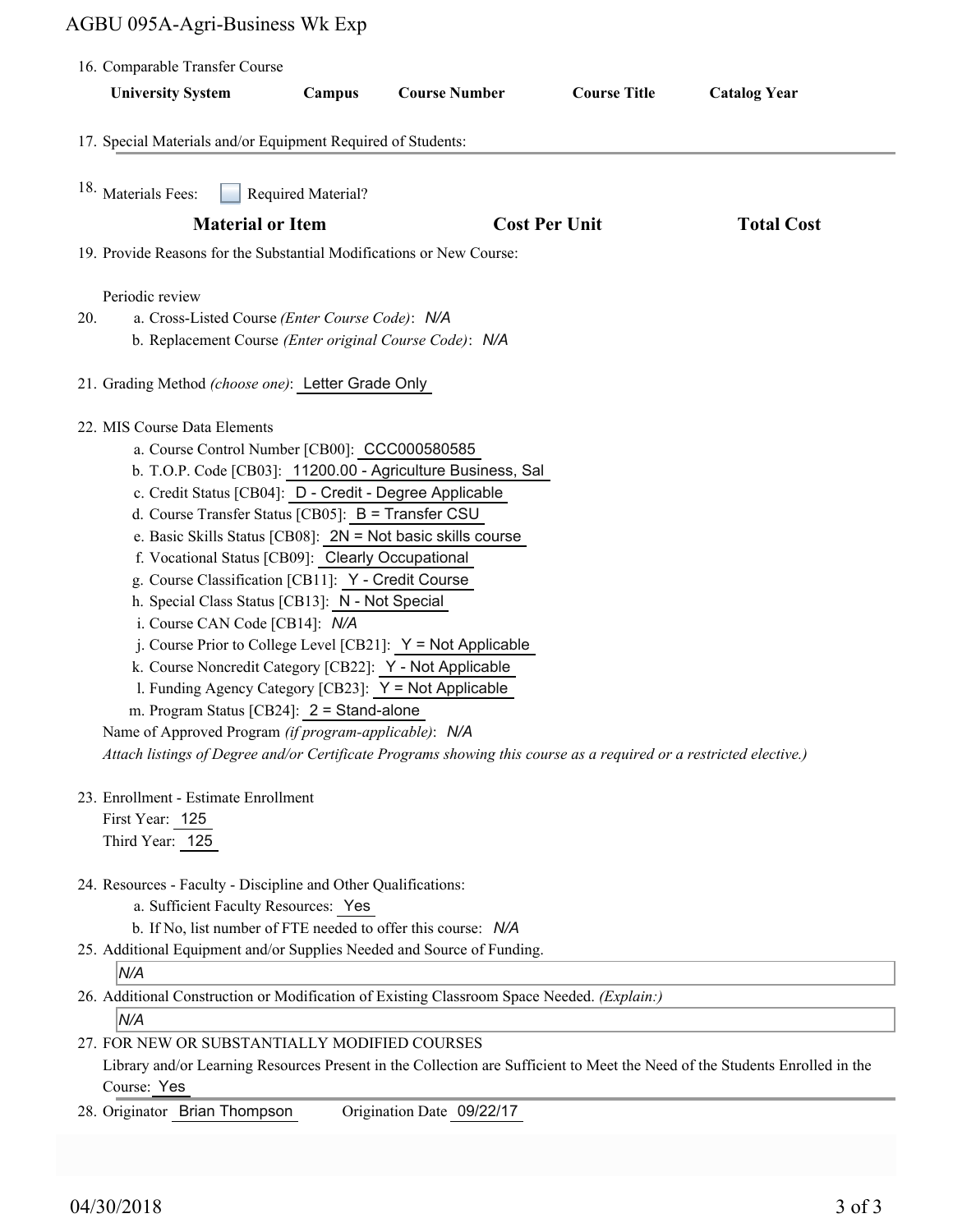16. Comparable Transfer Course

| University System | Campus | Course Number | Course Title | Catalog Year |
|---|---|---|---|---|

17. Special Materials and/or Equipment Required of Students:

18. Materials Fees: ☐ Required Material?

| Material or Item | Cost Per Unit | Total Cost |
|---|---|---|

19. Provide Reasons for the Substantial Modifications or New Course:

Periodic review

20. a. Cross-Listed Course *(Enter Course Code)*: *N/A*
    b. Replacement Course *(Enter original Course Code)*: *N/A*

21. Grading Method *(choose one)*: Letter Grade Only

22. MIS Course Data Elements
    a. Course Control Number [CB00]: CCC000580585
    b. T.O.P. Code [CB03]: 11200.00 - Agriculture Business, Sal
    c. Credit Status [CB04]: D - Credit - Degree Applicable
    d. Course Transfer Status [CB05]: B = Transfer CSU
    e. Basic Skills Status [CB08]: 2N = Not basic skills course
    f. Vocational Status [CB09]: Clearly Occupational
    g. Course Classification [CB11]: Y - Credit Course
    h. Special Class Status [CB13]: N - Not Special
    i. Course CAN Code [CB14]: *N/A*
    j. Course Prior to College Level [CB21]: Y = Not Applicable
    k. Course Noncredit Category [CB22]: Y - Not Applicable
    l. Funding Agency Category [CB23]: Y = Not Applicable
    m. Program Status [CB24]: 2 = Stand-alone

    Name of Approved Program *(if program-applicable)*: *N/A*

    *Attach listings of Degree and/or Certificate Programs showing this course as a required or a restricted elective.)*

23. Enrollment - Estimate Enrollment
    First Year: 125
    Third Year: 125

24. Resources - Faculty - Discipline and Other Qualifications:
    a. Sufficient Faculty Resources: Yes
    b. If No, list number of FTE needed to offer this course: *N/A*

25. Additional Equipment and/or Supplies Needed and Source of Funding.
    *N/A*

26. Additional Construction or Modification of Existing Classroom Space Needed. *(Explain:)*
    *N/A*

27. FOR NEW OR SUBSTANTIALLY MODIFIED COURSES
    Library and/or Learning Resources Present in the Collection are Sufficient to Meet the Need of the Students Enrolled in the Course: Yes

28. Originator Brian Thompson Origination Date 09/22/17